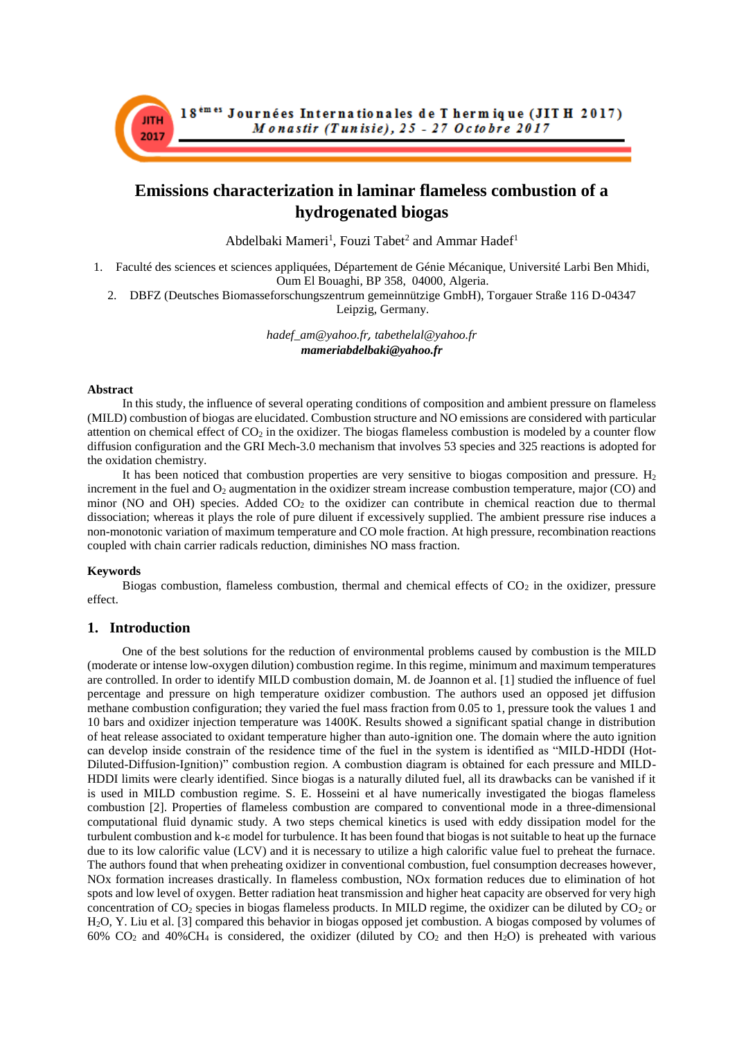# Emissions characterization in laminar flameless combustion of a hydrogenated biogas

Abdelbaki Mameri[1], Fouzi Tabet[2] and Ammar Hadef[1]

1. Faculté des sciences et sciences appliquées, Département de Génie Mécanique, Université Larbi Ben Mhidi, Oum El Bouaghi, BP 358, 04000, Algeria.
2. DBFZ (Deutsches Biomasseforschungszentrum gemeinnützige GmbH), Torgauer Straße 116 D-04347 Leipzig, Germany.

*hadef_am@yahoo.fr, tabethelal@yahoo.fr*
***mameriabdelbaki@yahoo.fr***

**Abstract**

In this study, the influence of several operating conditions of composition and ambient pressure on flameless (MILD) combustion of biogas are elucidated. Combustion structure and NO emissions are considered with particular attention on chemical effect of $CO_2$ in the oxidizer. The biogas flameless combustion is modeled by a counter flow diffusion configuration and the GRI Mech-3.0 mechanism that involves 53 species and 325 reactions is adopted for the oxidation chemistry.

It has been noticed that combustion properties are very sensitive to biogas composition and pressure. $H_2$ increment in the fuel and $O_2$ augmentation in the oxidizer stream increase combustion temperature, major (CO) and minor (NO and OH) species. Added $CO_2$ to the oxidizer can contribute in chemical reaction due to thermal dissociation; whereas it plays the role of pure diluent if excessively supplied. The ambient pressure rise induces a non-monotonic variation of maximum temperature and CO mole fraction. At high pressure, recombination reactions coupled with chain carrier radicals reduction, diminishes NO mass fraction.

**Keywords**

Biogas combustion, flameless combustion, thermal and chemical effects of $CO_2$ in the oxidizer, pressure effect.

## 1. Introduction

One of the best solutions for the reduction of environmental problems caused by combustion is the MILD (moderate or intense low-oxygen dilution) combustion regime. In this regime, minimum and maximum temperatures are controlled. In order to identify MILD combustion domain, M. de Joannon et al. [1] studied the influence of fuel percentage and pressure on high temperature oxidizer combustion. The authors used an opposed jet diffusion methane combustion configuration; they varied the fuel mass fraction from 0.05 to 1, pressure took the values 1 and 10 bars and oxidizer injection temperature was 1400K. Results showed a significant spatial change in distribution of heat release associated to oxidant temperature higher than auto-ignition one. The domain where the auto ignition can develop inside constrain of the residence time of the fuel in the system is identified as "MILD-HDDI (Hot-Diluted-Diffusion-Ignition)" combustion region. A combustion diagram is obtained for each pressure and MILD-HDDI limits were clearly identified. Since biogas is a naturally diluted fuel, all its drawbacks can be vanished if it is used in MILD combustion regime. S. E. Hosseini et al have numerically investigated the biogas flameless combustion [2]. Properties of flameless combustion are compared to conventional mode in a three-dimensional computational fluid dynamic study. A two steps chemical kinetics is used with eddy dissipation model for the turbulent combustion and k-ε model for turbulence. It has been found that biogas is not suitable to heat up the furnace due to its low calorific value (LCV) and it is necessary to utilize a high calorific value fuel to preheat the furnace. The authors found that when preheating oxidizer in conventional combustion, fuel consumption decreases however, NOx formation increases drastically. In flameless combustion, NOx formation reduces due to elimination of hot spots and low level of oxygen. Better radiation heat transmission and higher heat capacity are observed for very high concentration of $CO_2$ species in biogas flameless products. In MILD regime, the oxidizer can be diluted by $CO_2$ or $H_2O$, Y. Liu et al. [3] compared this behavior in biogas opposed jet combustion. A biogas composed by volumes of 60% $CO_2$ and 40%$CH_4$ is considered, the oxidizer (diluted by $CO_2$ and then $H_2O$) is preheated with various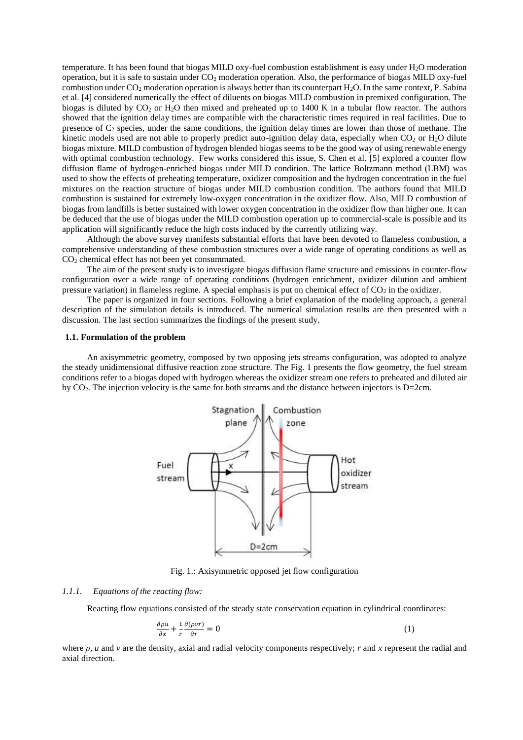temperature. It has been found that biogas MILD oxy-fuel combustion establishment is easy under $H_2O$ moderation operation, but it is safe to sustain under $CO_2$ moderation operation. Also, the performance of biogas MILD oxy-fuel combustion under $CO_2$ moderation operation is always better than its counterpart $H_2O$. In the same context, P. Sabina et al. [4] considered numerically the effect of diluents on biogas MILD combustion in premixed configuration. The biogas is diluted by $CO_2$ or $H_2O$ then mixed and preheated up to 1400 K in a tubular flow reactor. The authors showed that the ignition delay times are compatible with the characteristic times required in real facilities. Due to presence of $C_2$ species, under the same conditions, the ignition delay times are lower than those of methane. The kinetic models used are not able to properly predict auto-ignition delay data, especially when $CO_2$ or $H_2O$ dilute biogas mixture. MILD combustion of hydrogen blended biogas seems to be the good way of using renewable energy with optimal combustion technology. Few works considered this issue, S. Chen et al. [5] explored a counter flow diffusion flame of hydrogen-enriched biogas under MILD condition. The lattice Boltzmann method (LBM) was used to show the effects of preheating temperature, oxidizer composition and the hydrogen concentration in the fuel mixtures on the reaction structure of biogas under MILD combustion condition. The authors found that MILD combustion is sustained for extremely low-oxygen concentration in the oxidizer flow. Also, MILD combustion of biogas from landfills is better sustained with lower oxygen concentration in the oxidizer flow than higher one. It can be deduced that the use of biogas under the MILD combustion operation up to commercial-scale is possible and its application will significantly reduce the high costs induced by the currently utilizing way.

Although the above survey manifests substantial efforts that have been devoted to flameless combustion, a comprehensive understanding of these combustion structures over a wide range of operating conditions as well as $CO_2$ chemical effect has not been yet consummated.

The aim of the present study is to investigate biogas diffusion flame structure and emissions in counter-flow configuration over a wide range of operating conditions (hydrogen enrichment, oxidizer dilution and ambient pressure variation) in flameless regime. A special emphasis is put on chemical effect of $CO_2$ in the oxidizer.

The paper is organized in four sections. Following a brief explanation of the modeling approach, a general description of the simulation details is introduced. The numerical simulation results are then presented with a discussion. The last section summarizes the findings of the present study.

### 1.1. Formulation of the problem

An axisymmetric geometry, composed by two opposing jets streams configuration, was adopted to analyze the steady unidimensional diffusive reaction zone structure. The Fig. 1 presents the flow geometry, the fuel stream conditions refer to a biogas doped with hydrogen whereas the oxidizer stream one refers to preheated and diluted air by $CO_2$. The injection velocity is the same for both streams and the distance between injectors is D=2cm.

Fig. 1.: Axisymmetric opposed jet flow configuration

#### *1.1.1. Equations of the reacting flow:*

Reacting flow equations consisted of the steady state conservation equation in cylindrical coordinates:

$$\frac{\partial \rho u}{\partial x} + \frac{1}{r}\frac{\partial(\rho v r)}{\partial r} = 0 \tag{1}$$

where $\rho$, $u$ and $v$ are the density, axial and radial velocity components respectively; $r$ and $x$ represent the radial and axial direction.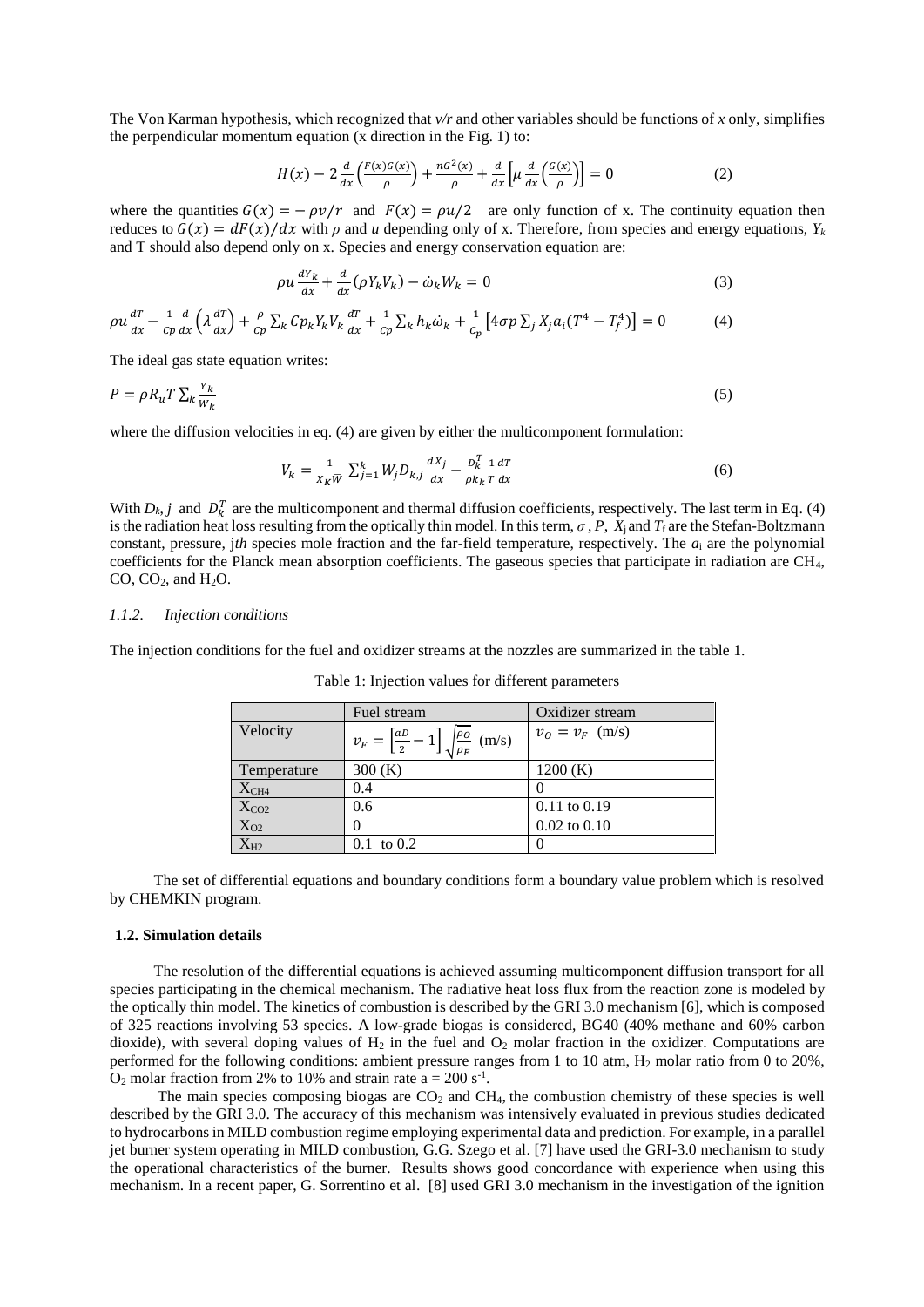The Von Karman hypothesis, which recognized that *v/r* and other variables should be functions of *x* only, simplifies the perpendicular momentum equation (x direction in the Fig. 1) to:

$$H(x) - 2\frac{d}{dx}\left(\frac{F(x)G(x)}{\rho}\right) + \frac{nG^2(x)}{\rho} + \frac{d}{dx}\left[\mu\frac{d}{dx}\left(\frac{G(x)}{\rho}\right)\right] = 0 \tag{2}$$

where the quantities $G(x) = -\rho v/r$ and $F(x) = \rho u/2$ are only function of x. The continuity equation then reduces to $G(x) = dF(x)/dx$ with $\rho$ and $u$ depending only of x. Therefore, from species and energy equations, $Y_k$ and T should also depend only on x. Species and energy conservation equation are:

$$\rho u\frac{dY_k}{dx} + \frac{d}{dx}(\rho Y_k V_k) - \dot{\omega}_k W_k = 0 \tag{3}$$

$$\rho u\frac{dT}{dx} - \frac{1}{Cp}\frac{d}{dx}\left(\lambda\frac{dT}{dx}\right) + \frac{\rho}{Cp}\sum_k Cp_k Y_k V_k\frac{dT}{dx} + \frac{1}{Cp}\sum_k h_k\dot{\omega}_k + \frac{1}{C_p}\left[4\sigma p\sum_j X_j a_i(T^4 - T_f^4)\right] = 0 \tag{4}$$

The ideal gas state equation writes:

$$P = \rho R_u T\sum_k\frac{Y_k}{W_k} \tag{5}$$

where the diffusion velocities in eq. (4) are given by either the multicomponent formulation:

$$V_k = \frac{1}{X_K\bar{W}}\sum_{j=1}^{k} W_j D_{k,j}\frac{dX_j}{dx} - \frac{D_k^T}{\rho k_k}\frac{1}{T}\frac{dT}{dx} \tag{6}$$

With $D_k, j$ and $D_k^T$ are the multicomponent and thermal diffusion coefficients, respectively. The last term in Eq. (4) is the radiation heat loss resulting from the optically thin model. In this term, $\sigma$ , $P$, $X_j$ and $T_f$ are the Stefan-Boltzmann constant, pressure, j*th* species mole fraction and the far-field temperature, respectively. The $a_i$ are the polynomial coefficients for the Planck mean absorption coefficients. The gaseous species that participate in radiation are $CH_4$, $CO$, $CO_2$, and $H_2O$.

### *1.1.2. Injection conditions*

The injection conditions for the fuel and oxidizer streams at the nozzles are summarized in the table 1.

Table 1: Injection values for different parameters

| | Fuel stream | Oxidizer stream |
|---|---|---|
| Velocity | $v_F = \left[\frac{aD}{2} - 1\right]\sqrt{\frac{\rho_O}{\rho_F}}$ (m/s) | $v_O = v_F$ (m/s) |
| Temperature | 300 (K) | 1200 (K) |
| $X_{CH4}$ | 0.4 | 0 |
| $X_{CO2}$ | 0.6 | 0.11 to 0.19 |
| $X_{O2}$ | 0 | 0.02 to 0.10 |
| $X_{H2}$ | 0.1 to 0.2 | 0 |

The set of differential equations and boundary conditions form a boundary value problem which is resolved by CHEMKIN program.

### **1.2. Simulation details**

The resolution of the differential equations is achieved assuming multicomponent diffusion transport for all species participating in the chemical mechanism. The radiative heat loss flux from the reaction zone is modeled by the optically thin model. The kinetics of combustion is described by the GRI 3.0 mechanism [6], which is composed of 325 reactions involving 53 species. A low-grade biogas is considered, BG40 (40% methane and 60% carbon dioxide), with several doping values of $H_2$ in the fuel and $O_2$ molar fraction in the oxidizer. Computations are performed for the following conditions: ambient pressure ranges from 1 to 10 atm, $H_2$ molar ratio from 0 to 20%, $O_2$ molar fraction from 2% to 10% and strain rate a = 200 $s^{-1}$.

The main species composing biogas are $CO_2$ and $CH_4$, the combustion chemistry of these species is well described by the GRI 3.0. The accuracy of this mechanism was intensively evaluated in previous studies dedicated to hydrocarbons in MILD combustion regime employing experimental data and prediction. For example, in a parallel jet burner system operating in MILD combustion, G.G. Szego et al. [7] have used the GRI-3.0 mechanism to study the operational characteristics of the burner. Results shows good concordance with experience when using this mechanism. In a recent paper, G. Sorrentino et al. [8] used GRI 3.0 mechanism in the investigation of the ignition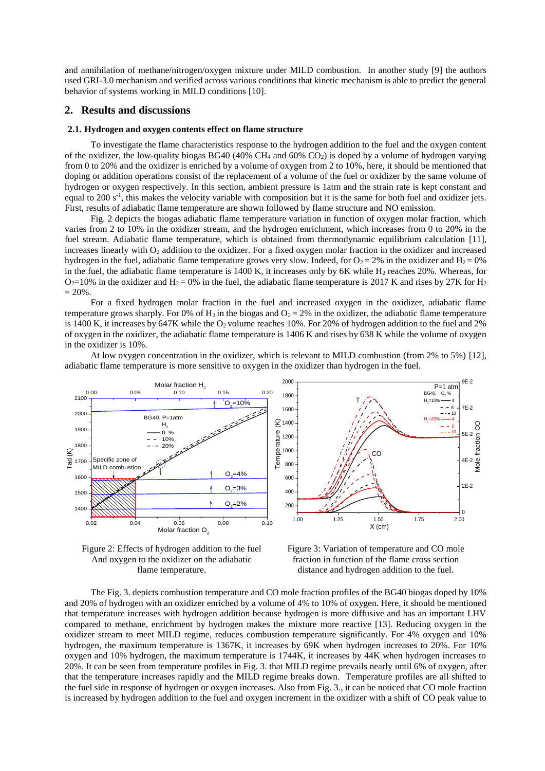and annihilation of methane/nitrogen/oxygen mixture under MILD combustion. In another study [9] the authors used GRI-3.0 mechanism and verified across various conditions that kinetic mechanism is able to predict the general behavior of systems working in MILD conditions [10].

## 2. Results and discussions

### 2.1. Hydrogen and oxygen contents effect on flame structure

To investigate the flame characteristics response to the hydrogen addition to the fuel and the oxygen content of the oxidizer, the low-quality biogas BG40 (40% $CH_4$ and 60% $CO_2$) is doped by a volume of hydrogen varying from 0 to 20% and the oxidizer is enriched by a volume of oxygen from 2 to 10%, here, it should be mentioned that doping or addition operations consist of the replacement of a volume of the fuel or oxidizer by the same volume of hydrogen or oxygen respectively. In this section, ambient pressure is 1atm and the strain rate is kept constant and equal to 200 $s^{-1}$, this makes the velocity variable with composition but it is the same for both fuel and oxidizer jets. First, results of adiabatic flame temperature are shown followed by flame structure and NO emission.

Fig. 2 depicts the biogas adiabatic flame temperature variation in function of oxygen molar fraction, which varies from 2 to 10% in the oxidizer stream, and the hydrogen enrichment, which increases from 0 to 20% in the fuel stream. Adiabatic flame temperature, which is obtained from thermodynamic equilibrium calculation [11], increases linearly with $O_2$ addition to the oxidizer. For a fixed oxygen molar fraction in the oxidizer and increased hydrogen in the fuel, adiabatic flame temperature grows very slow. Indeed, for $O_2 = 2\%$ in the oxidizer and $H_2 = 0\%$ in the fuel, the adiabatic flame temperature is 1400 K, it increases only by 6K while $H_2$ reaches 20%. Whereas, for $O_2=10\%$ in the oxidizer and $H_2 = 0\%$ in the fuel, the adiabatic flame temperature is 2017 K and rises by 27K for $H_2 = 20\%$.

For a fixed hydrogen molar fraction in the fuel and increased oxygen in the oxidizer, adiabatic flame temperature grows sharply. For 0% of $H_2$ in the biogas and $O_2 = 2\%$ in the oxidizer, the adiabatic flame temperature is 1400 K, it increases by 647K while the $O_2$ volume reaches 10%. For 20% of hydrogen addition to the fuel and 2% of oxygen in the oxidizer, the adiabatic flame temperature is 1406 K and rises by 638 K while the volume of oxygen in the oxidizer is 10%.

At low oxygen concentration in the oxidizer, which is relevant to MILD combustion (from 2% to 5%) [12], adiabatic flame temperature is more sensitive to oxygen in the oxidizer than hydrogen in the fuel.

Figure 2: Effects of hydrogen addition to the fuel And oxygen to the oxidizer on the adiabatic flame temperature.

Figure 3: Variation of temperature and CO mole fraction in function of the flame cross section distance and hydrogen addition to the fuel.

The Fig. 3. depicts combustion temperature and CO mole fraction profiles of the BG40 biogas doped by 10% and 20% of hydrogen with an oxidizer enriched by a volume of 4% to 10% of oxygen. Here, it should be mentioned that temperature increases with hydrogen addition because hydrogen is more diffusive and has an important LHV compared to methane, enrichment by hydrogen makes the mixture more reactive [13]. Reducing oxygen in the oxidizer stream to meet MILD regime, reduces combustion temperature significantly. For 4% oxygen and 10% hydrogen, the maximum temperature is 1367K, it increases by 69K when hydrogen increases to 20%. For 10% oxygen and 10% hydrogen, the maximum temperature is 1744K, it increases by 44K when hydrogen increases to 20%. It can be seen from temperature profiles in Fig. 3. that MILD regime prevails nearly until 6% of oxygen, after that the temperature increases rapidly and the MILD regime breaks down. Temperature profiles are all shifted to the fuel side in response of hydrogen or oxygen increases. Also from Fig. 3., it can be noticed that CO mole fraction is increased by hydrogen addition to the fuel and oxygen increment in the oxidizer with a shift of CO peak value to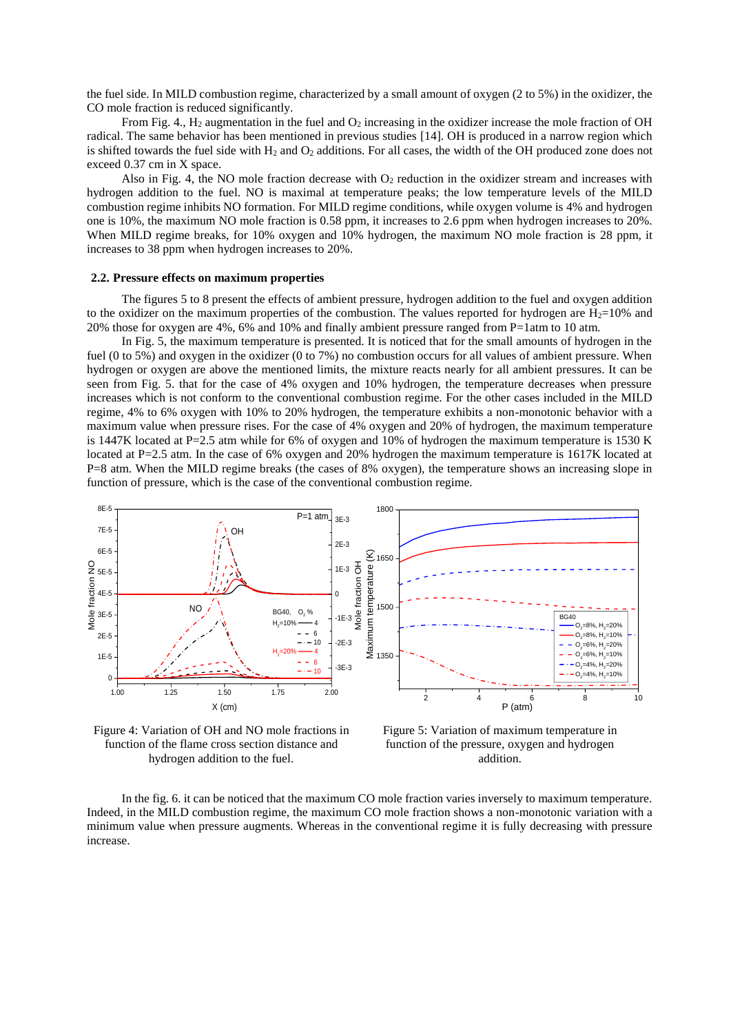the fuel side. In MILD combustion regime, characterized by a small amount of oxygen (2 to 5%) in the oxidizer, the CO mole fraction is reduced significantly.

From Fig. 4., $H_2$ augmentation in the fuel and $O_2$ increasing in the oxidizer increase the mole fraction of OH radical. The same behavior has been mentioned in previous studies [14]. OH is produced in a narrow region which is shifted towards the fuel side with $H_2$ and $O_2$ additions. For all cases, the width of the OH produced zone does not exceed 0.37 cm in X space.

Also in Fig. 4, the NO mole fraction decrease with $O_2$ reduction in the oxidizer stream and increases with hydrogen addition to the fuel. NO is maximal at temperature peaks; the low temperature levels of the MILD combustion regime inhibits NO formation. For MILD regime conditions, while oxygen volume is 4% and hydrogen one is 10%, the maximum NO mole fraction is 0.58 ppm, it increases to 2.6 ppm when hydrogen increases to 20%. When MILD regime breaks, for 10% oxygen and 10% hydrogen, the maximum NO mole fraction is 28 ppm, it increases to 38 ppm when hydrogen increases to 20%.

### 2.2. Pressure effects on maximum properties

The figures 5 to 8 present the effects of ambient pressure, hydrogen addition to the fuel and oxygen addition to the oxidizer on the maximum properties of the combustion. The values reported for hydrogen are $H_2$=10% and 20% those for oxygen are 4%, 6% and 10% and finally ambient pressure ranged from P=1atm to 10 atm.

In Fig. 5, the maximum temperature is presented. It is noticed that for the small amounts of hydrogen in the fuel (0 to 5%) and oxygen in the oxidizer (0 to 7%) no combustion occurs for all values of ambient pressure. When hydrogen or oxygen are above the mentioned limits, the mixture reacts nearly for all ambient pressures. It can be seen from Fig. 5. that for the case of 4% oxygen and 10% hydrogen, the temperature decreases when pressure increases which is not conform to the conventional combustion regime. For the other cases included in the MILD regime, 4% to 6% oxygen with 10% to 20% hydrogen, the temperature exhibits a non-monotonic behavior with a maximum value when pressure rises. For the case of 4% oxygen and 20% of hydrogen, the maximum temperature is 1447K located at P=2.5 atm while for 6% of oxygen and 10% of hydrogen the maximum temperature is 1530 K located at P=2.5 atm. In the case of 6% oxygen and 20% hydrogen the maximum temperature is 1617K located at P=8 atm. When the MILD regime breaks (the cases of 8% oxygen), the temperature shows an increasing slope in function of pressure, which is the case of the conventional combustion regime.

Figure 4: Variation of OH and NO mole fractions in function of the flame cross section distance and hydrogen addition to the fuel.

Figure 5: Variation of maximum temperature in function of the pressure, oxygen and hydrogen addition.

In the fig. 6. it can be noticed that the maximum CO mole fraction varies inversely to maximum temperature. Indeed, in the MILD combustion regime, the maximum CO mole fraction shows a non-monotonic variation with a minimum value when pressure augments. Whereas in the conventional regime it is fully decreasing with pressure increase.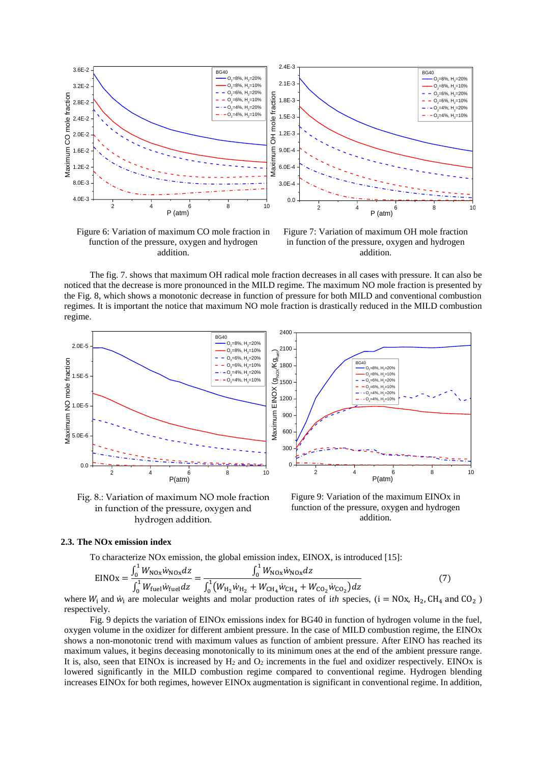Figure 6: Variation of maximum CO mole fraction in function of the pressure, oxygen and hydrogen addition.

Figure 7: Variation of maximum OH mole fraction in function of the pressure, oxygen and hydrogen addition.

The fig. 7. shows that maximum OH radical mole fraction decreases in all cases with pressure. It can also be noticed that the decrease is more pronounced in the MILD regime. The maximum NO mole fraction is presented by the Fig. 8, which shows a monotonic decrease in function of pressure for both MILD and conventional combustion regimes. It is important the notice that maximum NO mole fraction is drastically reduced in the MILD combustion regime.

Fig. 8.: Variation of maximum NO mole fraction in function of the pressure, oxygen and hydrogen addition.

Figure 9: Variation of the maximum EINOx in function of the pressure, oxygen and hydrogen addition.

### 2.3. The NOx emission index

To characterize NOx emission, the global emission index, EINOX, is introduced [15]:

$$\mathrm{EINOx} = \frac{\int_0^1 W_{\mathrm{NOx}} \dot{w}_{\mathrm{NOx}} dz}{\int_0^1 W_{\mathrm{fuel}} \dot{w}_{\mathrm{fuel}} dz} = \frac{\int_0^1 W_{\mathrm{NOx}} \dot{w}_{\mathrm{NOx}} dz}{\int_0^1 \left( W_{\mathrm{H_2}} \dot{w}_{\mathrm{H_2}} + W_{\mathrm{CH_4}} \dot{w}_{\mathrm{CH_4}} + W_{\mathrm{CO_2}} \dot{w}_{\mathrm{CO_2}} \right) dz} \quad (7)$$

where $W_i$ and $\dot{w}_i$ are molecular weights and molar production rates of *ith* species, (i = NOx, $H_2$, $CH_4$ and $CO_2$ ) respectively.

Fig. 9 depicts the variation of EINOx emissions index for BG40 in function of hydrogen volume in the fuel, oxygen volume in the oxidizer for different ambient pressure. In the case of MILD combustion regime, the EINOx shows a non-monotonic trend with maximum values as function of ambient pressure. After EINO has reached its maximum values, it begins deceasing monotonically to its minimum ones at the end of the ambient pressure range. It is, also, seen that EINOx is increased by $H_2$ and $O_2$ increments in the fuel and oxidizer respectively. EINOx is lowered significantly in the MILD combustion regime compared to conventional regime. Hydrogen blending increases EINOx for both regimes, however EINOx augmentation is significant in conventional regime. In addition,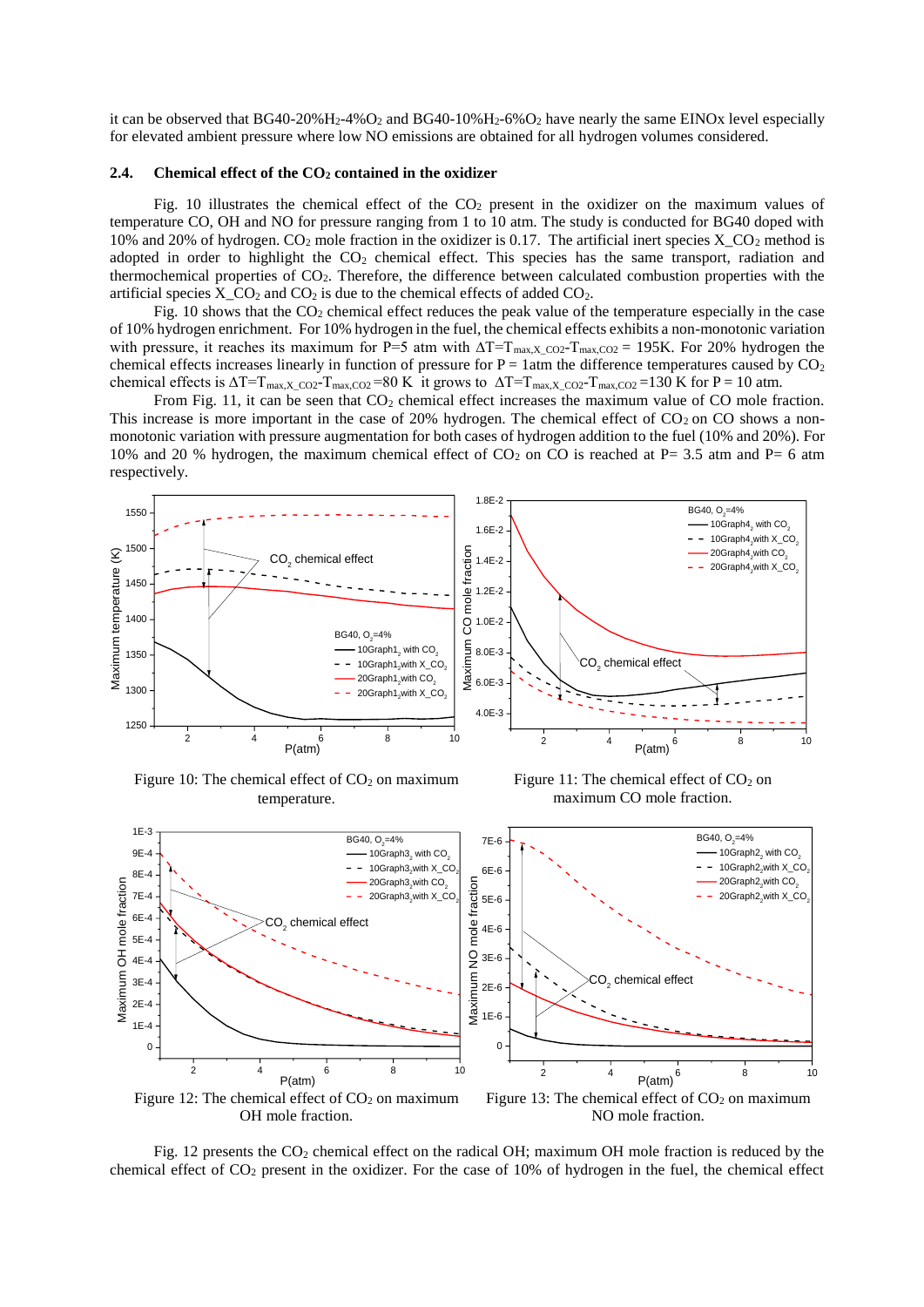it can be observed that BG40-20%$H_2$-4%$O_2$ and BG40-10%$H_2$-6%$O_2$ have nearly the same EINOx level especially for elevated ambient pressure where low NO emissions are obtained for all hydrogen volumes considered.

### 2.4. Chemical effect of the $CO_2$ contained in the oxidizer

Fig. 10 illustrates the chemical effect of the $CO_2$ present in the oxidizer on the maximum values of temperature CO, OH and NO for pressure ranging from 1 to 10 atm. The study is conducted for BG40 doped with 10% and 20% of hydrogen. $CO_2$ mole fraction in the oxidizer is 0.17. The artificial inert species X_$CO_2$ method is adopted in order to highlight the $CO_2$ chemical effect. This species has the same transport, radiation and thermochemical properties of $CO_2$. Therefore, the difference between calculated combustion properties with the artificial species X_$CO_2$ and $CO_2$ is due to the chemical effects of added $CO_2$.

Fig. 10 shows that the $CO_2$ chemical effect reduces the peak value of the temperature especially in the case of 10% hydrogen enrichment. For 10% hydrogen in the fuel, the chemical effects exhibits a non-monotonic variation with pressure, it reaches its maximum for P=5 atm with $\Delta T = T_{max,X\_CO2} - T_{max,CO2} = 195K$. For 20% hydrogen the chemical effects increases linearly in function of pressure for P = 1atm the difference temperatures caused by $CO_2$ chemical effects is $\Delta T = T_{max,X\_CO2} - T_{max,CO2} = 80$ K it grows to $\Delta T = T_{max,X\_CO2} - T_{max,CO2} = 130$ K for P = 10 atm.

From Fig. 11, it can be seen that $CO_2$ chemical effect increases the maximum value of CO mole fraction. This increase is more important in the case of 20% hydrogen. The chemical effect of $CO_2$ on CO shows a non-monotonic variation with pressure augmentation for both cases of hydrogen addition to the fuel (10% and 20%). For 10% and 20 % hydrogen, the maximum chemical effect of $CO_2$ on CO is reached at P= 3.5 atm and P= 6 atm respectively.

Figure 10: The chemical effect of $CO_2$ on maximum temperature.

Figure 11: The chemical effect of $CO_2$ on maximum CO mole fraction.

Figure 12: The chemical effect of $CO_2$ on maximum OH mole fraction.

Figure 13: The chemical effect of $CO_2$ on maximum NO mole fraction.

Fig. 12 presents the $CO_2$ chemical effect on the radical OH; maximum OH mole fraction is reduced by the chemical effect of $CO_2$ present in the oxidizer. For the case of 10% of hydrogen in the fuel, the chemical effect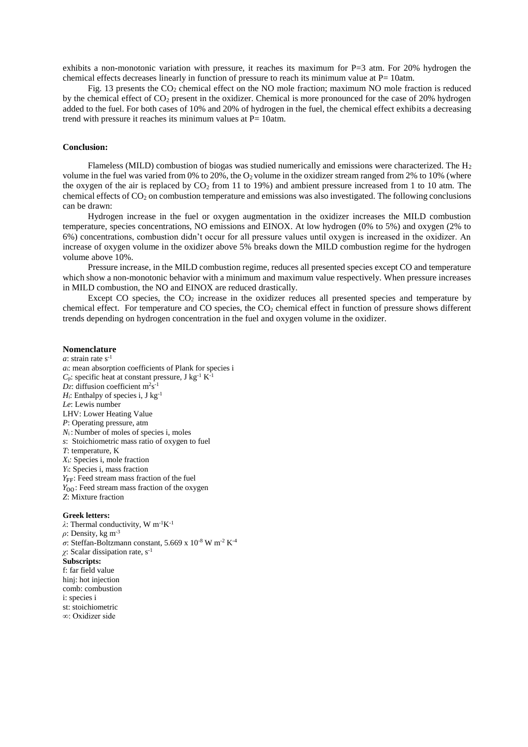exhibits a non-monotonic variation with pressure, it reaches its maximum for P=3 atm. For 20% hydrogen the chemical effects decreases linearly in function of pressure to reach its minimum value at P= 10atm.

Fig. 13 presents the $CO_2$ chemical effect on the NO mole fraction; maximum NO mole fraction is reduced by the chemical effect of $CO_2$ present in the oxidizer. Chemical is more pronounced for the case of 20% hydrogen added to the fuel. For both cases of 10% and 20% of hydrogen in the fuel, the chemical effect exhibits a decreasing trend with pressure it reaches its minimum values at P= 10atm.

**Conclusion:**

Flameless (MILD) combustion of biogas was studied numerically and emissions were characterized. The $H_2$ volume in the fuel was varied from 0% to 20%, the $O_2$ volume in the oxidizer stream ranged from 2% to 10% (where the oxygen of the air is replaced by $CO_2$ from 11 to 19%) and ambient pressure increased from 1 to 10 atm. The chemical effects of $CO_2$ on combustion temperature and emissions was also investigated. The following conclusions can be drawn:

Hydrogen increase in the fuel or oxygen augmentation in the oxidizer increases the MILD combustion temperature, species concentrations, NO emissions and EINOX. At low hydrogen (0% to 5%) and oxygen (2% to 6%) concentrations, combustion didn't occur for all pressure values until oxygen is increased in the oxidizer. An increase of oxygen volume in the oxidizer above 5% breaks down the MILD combustion regime for the hydrogen volume above 10%.

Pressure increase, in the MILD combustion regime, reduces all presented species except CO and temperature which show a non-monotonic behavior with a minimum and maximum value respectively. When pressure increases in MILD combustion, the NO and EINOX are reduced drastically.

Except CO species, the $CO_2$ increase in the oxidizer reduces all presented species and temperature by chemical effect. For temperature and CO species, the $CO_2$ chemical effect in function of pressure shows different trends depending on hydrogen concentration in the fuel and oxygen volume in the oxidizer.

**Nomenclature**

$a$: strain rate $s^{-1}$
$a_i$: mean absorption coefficients of Plank for species i
$C_p$: specific heat at constant pressure, J $kg^{-1}$ $K^{-1}$
$D_Z$: diffusion coefficient $m^2s^{-1}$
$H_i$: Enthalpy of species i, J $kg^{-1}$
$Le$: Lewis number
LHV: Lower Heating Value
$P$: Operating pressure, atm
$N_i$ : Number of moles of species i, moles
$s$: Stoichiometric mass ratio of oxygen to fuel
$T$: temperature, K
$X_i$: Species i, mole fraction
$Y_i$: Species i, mass fraction
$Y_{FF}$: Feed stream mass fraction of the fuel
$Y_{OO}$: Feed stream mass fraction of the oxygen
$Z$: Mixture fraction

**Greek letters:**

$\lambda$: Thermal conductivity, W $m^{-1}K^{-1}$
$\rho$: Density, kg $m^{-3}$
$\sigma$: Steffan-Boltzmann constant, 5.669 x $10^{-8}$ W $m^{-2}$ $K^{-4}$
$\chi$: Scalar dissipation rate, $s^{-1}$

**Subscripts:**

f: far field value
hinj: hot injection
comb: combustion
i: species i
st: stoichiometric
$\infty$: Oxidizer side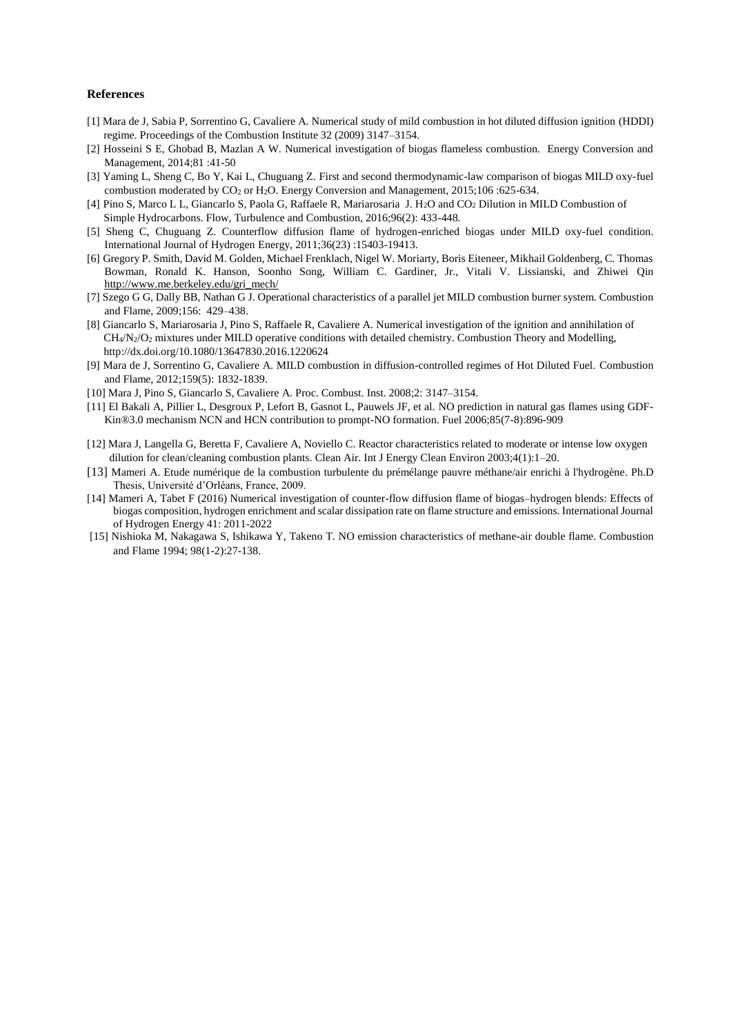**References**

[1] Mara de J, Sabia P, Sorrentino G, Cavaliere A. Numerical study of mild combustion in hot diluted diffusion ignition (HDDI) regime. Proceedings of the Combustion Institute 32 (2009) 3147–3154.

[2] Hosseini S E, Ghobad B, Mazlan A W. Numerical investigation of biogas flameless combustion. Energy Conversion and Management, 2014;81 :41-50

[3] Yaming L, Sheng C, Bo Y, Kai L, Chuguang Z. First and second thermodynamic-law comparison of biogas MILD oxy-fuel combustion moderated by $CO_2$ or $H_2O$. Energy Conversion and Management, 2015;106 :625-634.

[4] Pino S, Marco L L, Giancarlo S, Paola G, Raffaele R, Mariarosaria J. $H_2O$ and $CO_2$ Dilution in MILD Combustion of Simple Hydrocarbons. Flow, Turbulence and Combustion, 2016;96(2): 433-448.

[5] Sheng C, Chuguang Z. Counterflow diffusion flame of hydrogen-enriched biogas under MILD oxy-fuel condition. International Journal of Hydrogen Energy, 2011;36(23) :15403-19413.

[6] Gregory P. Smith, David M. Golden, Michael Frenklach, Nigel W. Moriarty, Boris Eiteneer, Mikhail Goldenberg, C. Thomas Bowman, Ronald K. Hanson, Soonho Song, William C. Gardiner, Jr., Vitali V. Lissianski, and Zhiwei Qin http://www.me.berkeley.edu/gri_mech/

[7] Szego G G, Dally BB, Nathan G J. Operational characteristics of a parallel jet MILD combustion burner system. Combustion and Flame, 2009;156: 429–438.

[8] Giancarlo S, Mariarosaria J, Pino S, Raffaele R, Cavaliere A. Numerical investigation of the ignition and annihilation of $CH_4/N_2/O_2$ mixtures under MILD operative conditions with detailed chemistry. Combustion Theory and Modelling, http://dx.doi.org/10.1080/13647830.2016.1220624

[9] Mara de J, Sorrentino G, Cavaliere A. MILD combustion in diffusion-controlled regimes of Hot Diluted Fuel. Combustion and Flame, 2012;159(5): 1832-1839.

[10] Mara J, Pino S, Giancarlo S, Cavaliere A. Proc. Combust. Inst. 2008;2: 3147–3154.

[11] El Bakali A, Pillier L, Desgroux P, Lefort B, Gasnot L, Pauwels JF, et al. NO prediction in natural gas flames using GDF-Kin®3.0 mechanism NCN and HCN contribution to prompt-NO formation. Fuel 2006;85(7-8):896-909

[12] Mara J, Langella G, Beretta F, Cavaliere A, Noviello C. Reactor characteristics related to moderate or intense low oxygen dilution for clean/cleaning combustion plants. Clean Air. Int J Energy Clean Environ 2003;4(1):1–20.

[13] Mameri A. Etude numérique de la combustion turbulente du prémélange pauvre méthane/air enrichi à l'hydrogène. Ph.D Thesis, Université d'Orléans, France, 2009.

[14] Mameri A, Tabet F (2016) Numerical investigation of counter-flow diffusion flame of biogas–hydrogen blends: Effects of biogas composition, hydrogen enrichment and scalar dissipation rate on flame structure and emissions. International Journal of Hydrogen Energy 41: 2011-2022

[15] Nishioka M, Nakagawa S, Ishikawa Y, Takeno T. NO emission characteristics of methane-air double flame. Combustion and Flame 1994; 98(1-2):27-138.